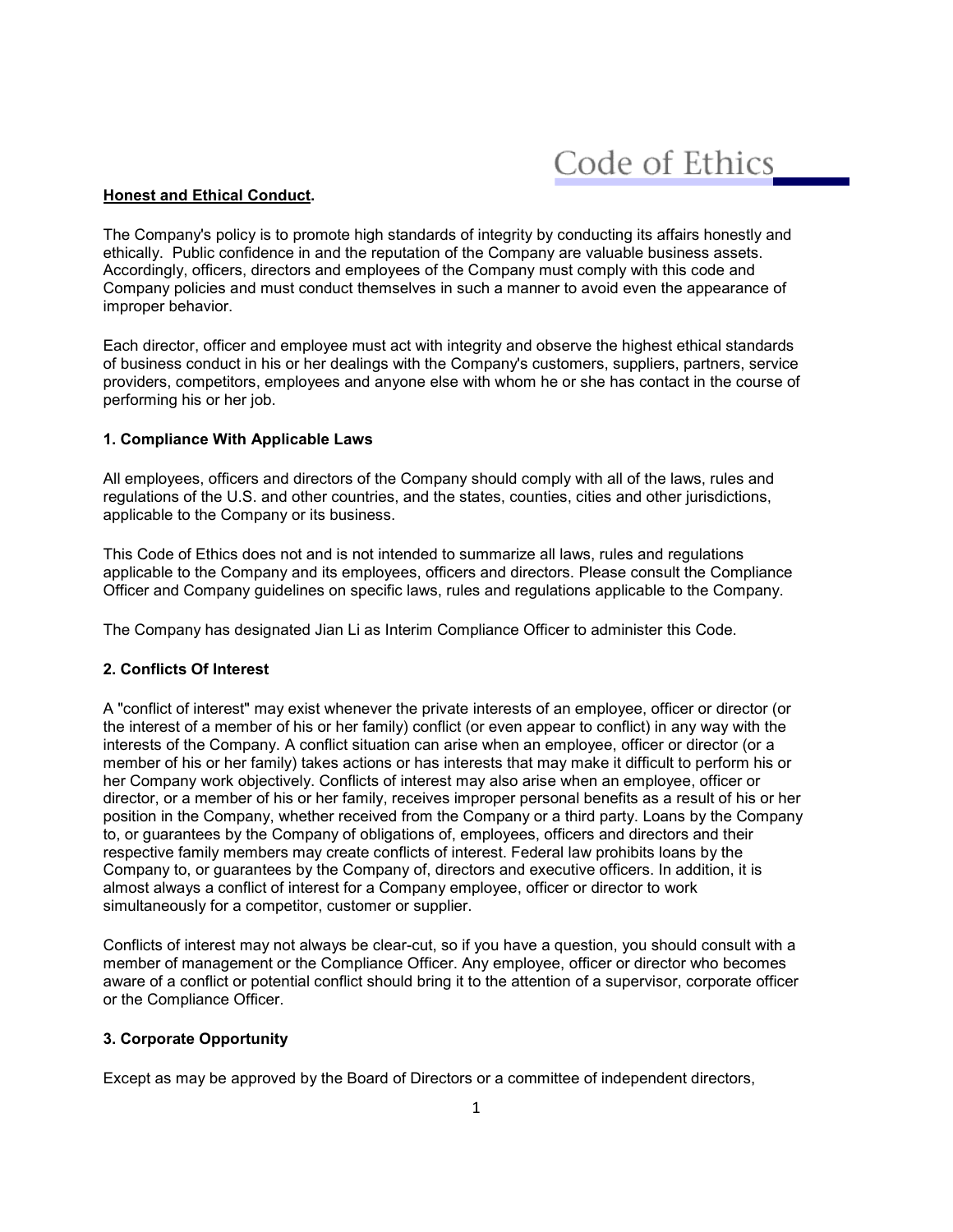# Code of Ethics

**Honest and Ethical Conduct.**

The Company's policy is to promote high standards of integrity by conducting its affairs honestly and ethically. Public confidence in and the reputation of the Company are valuable business assets. Accordingly, officers, directors and employees of the Company must comply with this code and Company policies and must conduct themselves in such a manner to avoid even the appearance of improper behavior.

Each director, officer and employee must act with integrity and observe the highest ethical standards of business conduct in his or her dealings with the Company's customers, suppliers, partners, service providers, competitors, employees and anyone else with whom he or she has contact in the course of performing his or her job.

### 1. Compliance With Applicable Laws

All employees, officers and directors of the Company should comply with all of the laws, rules and regulations of the U.S. and other countries, and the states, counties, cities and other jurisdictions, applicable to the Company or its business.

This Code of Ethics does not and is not intended to summarize all laws, rules and regulations applicable to the Company and its employees, officers and directors. Please consult the Compliance Officer and Company guidelines on specific laws, rules and regulations applicable to the Company.

The Company has designated Jian Li as Interim Compliance Officer to administer this Code.

### 2. Conflicts Of Interest

A "conflict of interest" may exist whenever the private interests of an employee, officer or director (or the interest of a member of his or her family) conflict (or even appear to conflict) in any way with the interests of the Company. A conflict situation can arise when an employee, officer or director (or a member of his or her family) takes actions or has interests that may make it difficult to perform his or her Company work objectively. Conflicts of interest may also arise when an employee, officer or director, or a member of his or her family, receives improper personal benefits as a result of his or her position in the Company, whether received from the Company or a third party. Loans by the Company to, or guarantees by the Company of obligations of, employees, officers and directors and their respective family members may create conflicts of interest. Federal law prohibits loans by the Company to, or guarantees by the Company of, directors and executive officers. In addition, it is almost always a conflict of interest for a Company employee, officer or director to work simultaneously for a competitor, customer or supplier.

Conflicts of interest may not always be clear-cut, so if you have a question, you should consult with a member of management or the Compliance Officer. Any employee, officer or director who becomes aware of a conflict or potential conflict should bring it to the attention of a supervisor, corporate officer or the Compliance Officer.

### 3. Corporate Opportunity

Except as may be approved by the Board of Directors or a committee of independent directors,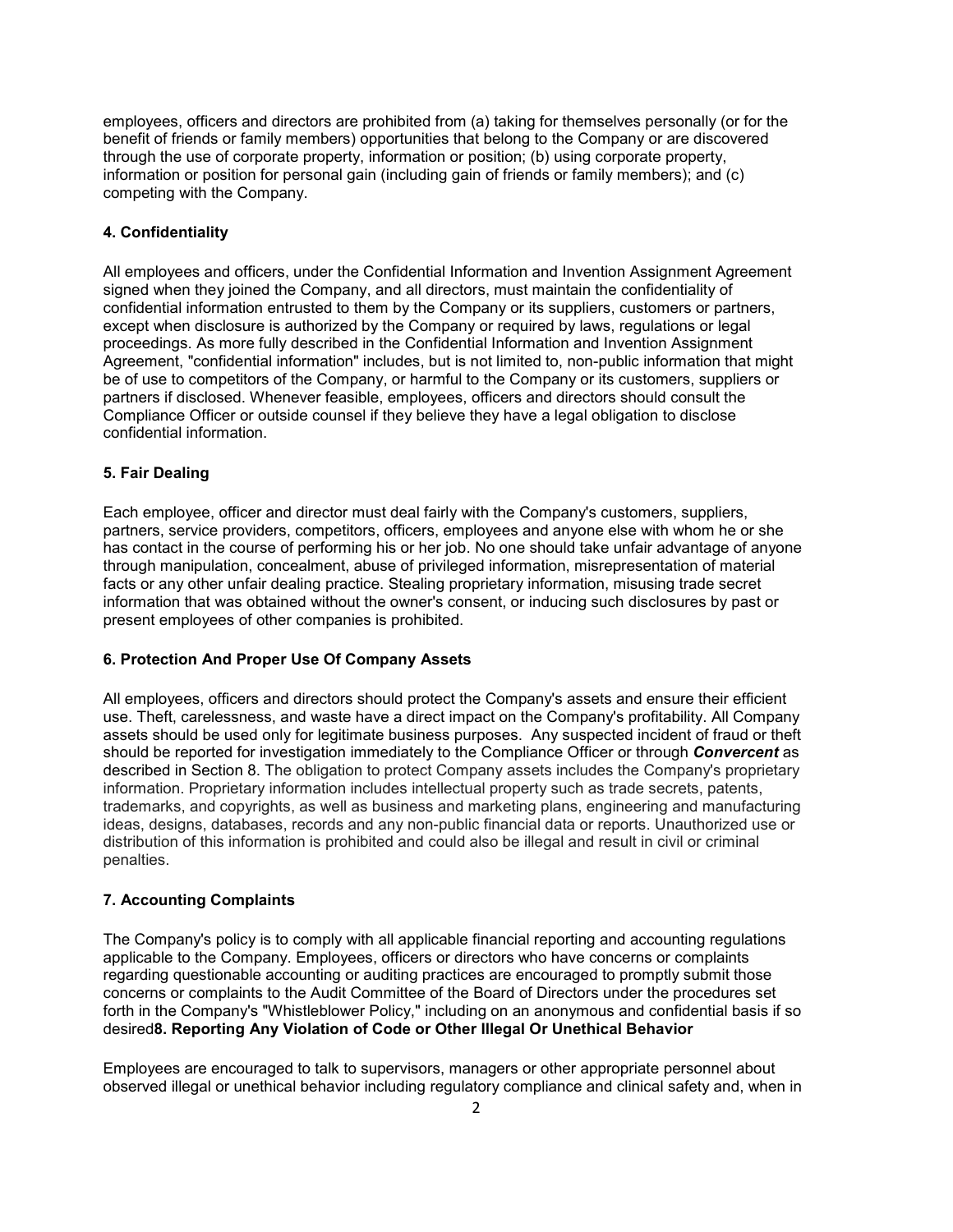employees, officers and directors are prohibited from (a) taking for themselves personally (or for the benefit of friends or family members) opportunities that belong to the Company or are discovered through the use of corporate property, information or position; (b) using corporate property, information or position for personal gain (including gain of friends or family members); and (c) competing with the Company.

### 4. Confidentiality

All employees and officers, under the Confidential Information and Invention Assignment Agreement signed when they joined the Company, and all directors, must maintain the confidentiality of confidential information entrusted to them by the Company or its suppliers, customers or partners, except when disclosure is authorized by the Company or required by laws, regulations or legal proceedings. As more fully described in the Confidential Information and Invention Assignment Agreement, "confidential information" includes, but is not limited to, non-public information that might be of use to competitors of the Company, or harmful to the Company or its customers, suppliers or partners if disclosed. Whenever feasible, employees, officers and directors should consult the Compliance Officer or outside counsel if they believe they have a legal obligation to disclose confidential information.

### 5. Fair Dealing

Each employee, officer and director must deal fairly with the Company's customers, suppliers, partners, service providers, competitors, officers, employees and anyone else with whom he or she has contact in the course of performing his or her job. No one should take unfair advantage of anyone through manipulation, concealment, abuse of privileged information, misrepresentation of material facts or any other unfair dealing practice. Stealing proprietary information, misusing trade secret information that was obtained without the owner's consent, or inducing such disclosures by past or present employees of other companies is prohibited.

### 6. Protection And Proper Use Of Company Assets

All employees, officers and directors should protect the Company's assets and ensure their efficient use. Theft, carelessness, and waste have a direct impact on the Company's profitability. All Company assets should be used only for legitimate business purposes. Any suspected incident of fraud or theft should be reported for investigation immediately to the Compliance Officer or through ***Convercent*** as described in Section 8. The obligation to protect Company assets includes the Company's proprietary information. Proprietary information includes intellectual property such as trade secrets, patents, trademarks, and copyrights, as well as business and marketing plans, engineering and manufacturing ideas, designs, databases, records and any non-public financial data or reports. Unauthorized use or distribution of this information is prohibited and could also be illegal and result in civil or criminal penalties.

### 7. Accounting Complaints

The Company's policy is to comply with all applicable financial reporting and accounting regulations applicable to the Company. Employees, officers or directors who have concerns or complaints regarding questionable accounting or auditing practices are encouraged to promptly submit those concerns or complaints to the Audit Committee of the Board of Directors under the procedures set forth in the Company's "Whistleblower Policy," including on an anonymous and confidential basis if so desired

### 8. Reporting Any Violation of Code or Other Illegal Or Unethical Behavior

Employees are encouraged to talk to supervisors, managers or other appropriate personnel about observed illegal or unethical behavior including regulatory compliance and clinical safety and, when in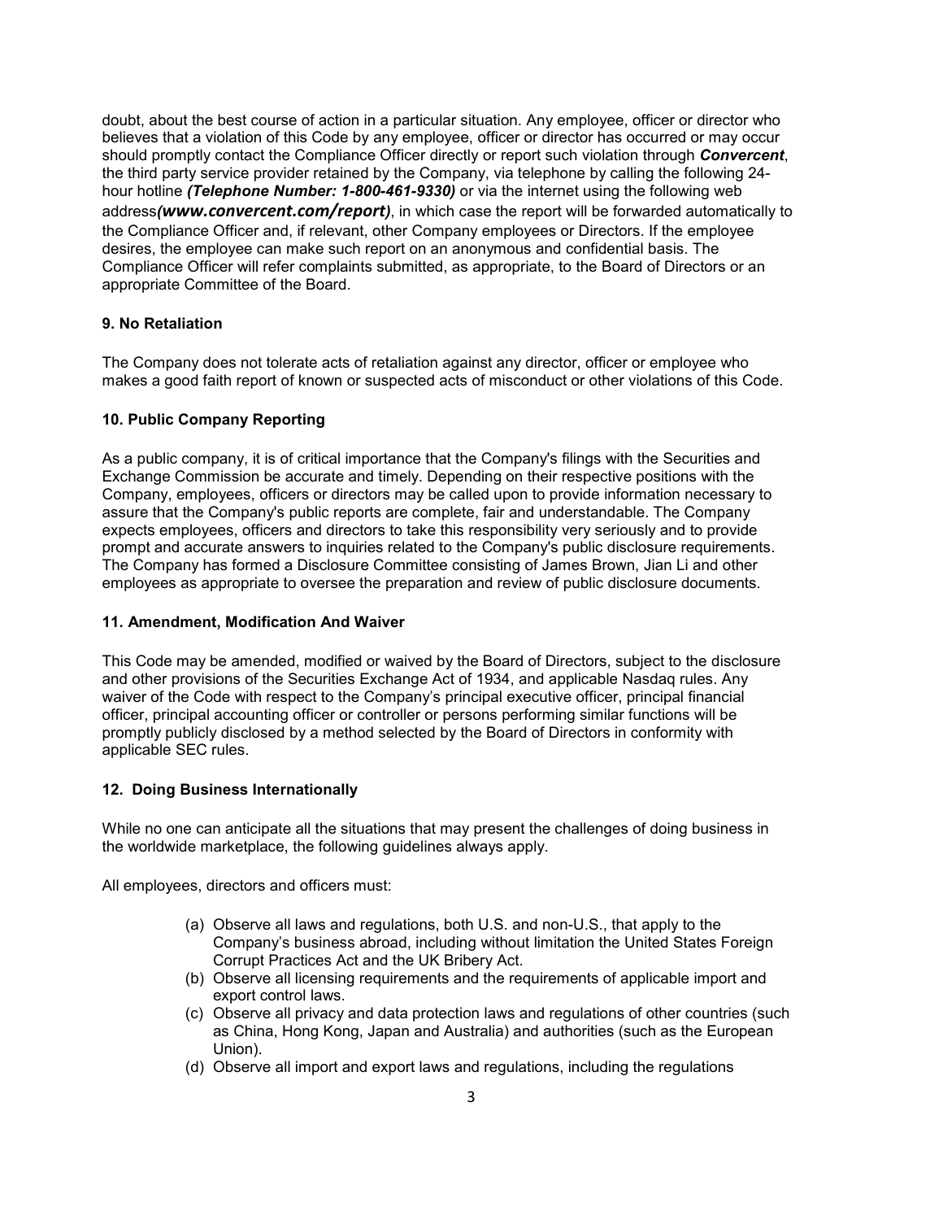doubt, about the best course of action in a particular situation. Any employee, officer or director who believes that a violation of this Code by any employee, officer or director has occurred or may occur should promptly contact the Compliance Officer directly or report such violation through ***Convercent***, the third party service provider retained by the Company, via telephone by calling the following 24-hour hotline ***(Telephone Number: 1-800-461-9330)*** or via the internet using the following web address***(www.convercent.com/report)***, in which case the report will be forwarded automatically to the Compliance Officer and, if relevant, other Company employees or Directors. If the employee desires, the employee can make such report on an anonymous and confidential basis. The Compliance Officer will refer complaints submitted, as appropriate, to the Board of Directors or an appropriate Committee of the Board.

### 9. No Retaliation

The Company does not tolerate acts of retaliation against any director, officer or employee who makes a good faith report of known or suspected acts of misconduct or other violations of this Code.

### 10. Public Company Reporting

As a public company, it is of critical importance that the Company's filings with the Securities and Exchange Commission be accurate and timely. Depending on their respective positions with the Company, employees, officers or directors may be called upon to provide information necessary to assure that the Company's public reports are complete, fair and understandable. The Company expects employees, officers and directors to take this responsibility very seriously and to provide prompt and accurate answers to inquiries related to the Company's public disclosure requirements. The Company has formed a Disclosure Committee consisting of James Brown, Jian Li and other employees as appropriate to oversee the preparation and review of public disclosure documents.

### 11. Amendment, Modification And Waiver

This Code may be amended, modified or waived by the Board of Directors, subject to the disclosure and other provisions of the Securities Exchange Act of 1934, and applicable Nasdaq rules. Any waiver of the Code with respect to the Company's principal executive officer, principal financial officer, principal accounting officer or controller or persons performing similar functions will be promptly publicly disclosed by a method selected by the Board of Directors in conformity with applicable SEC rules.

### 12. Doing Business Internationally

While no one can anticipate all the situations that may present the challenges of doing business in the worldwide marketplace, the following guidelines always apply.

All employees, directors and officers must:

(a) Observe all laws and regulations, both U.S. and non-U.S., that apply to the Company's business abroad, including without limitation the United States Foreign Corrupt Practices Act and the UK Bribery Act.

(b) Observe all licensing requirements and the requirements of applicable import and export control laws.

(c) Observe all privacy and data protection laws and regulations of other countries (such as China, Hong Kong, Japan and Australia) and authorities (such as the European Union).

(d) Observe all import and export laws and regulations, including the regulations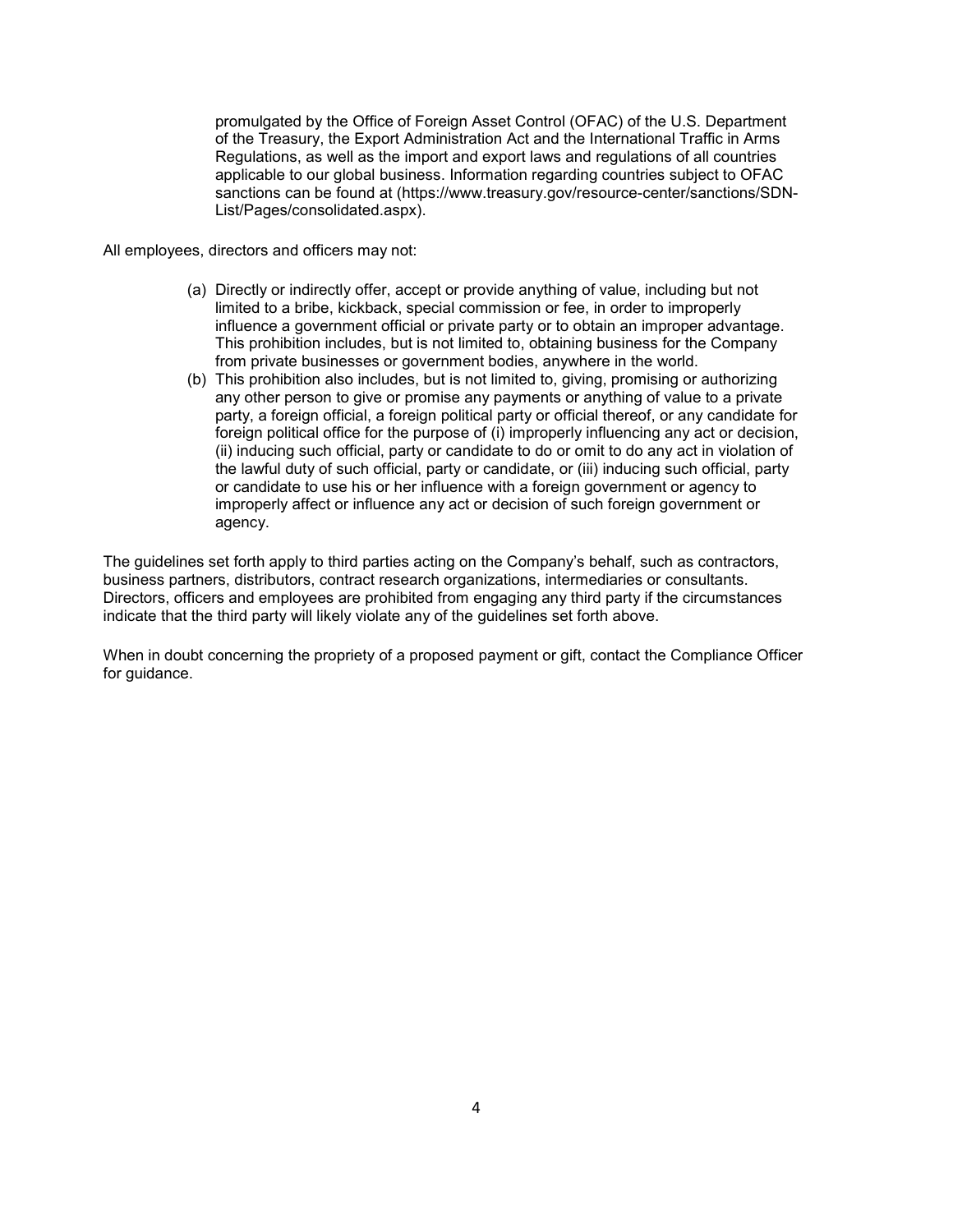promulgated by the Office of Foreign Asset Control (OFAC) of the U.S. Department of the Treasury, the Export Administration Act and the International Traffic in Arms Regulations, as well as the import and export laws and regulations of all countries applicable to our global business. Information regarding countries subject to OFAC sanctions can be found at (https://www.treasury.gov/resource-center/sanctions/SDN-List/Pages/consolidated.aspx).

All employees, directors and officers may not:

(a) Directly or indirectly offer, accept or provide anything of value, including but not limited to a bribe, kickback, special commission or fee, in order to improperly influence a government official or private party or to obtain an improper advantage. This prohibition includes, but is not limited to, obtaining business for the Company from private businesses or government bodies, anywhere in the world.

(b) This prohibition also includes, but is not limited to, giving, promising or authorizing any other person to give or promise any payments or anything of value to a private party, a foreign official, a foreign political party or official thereof, or any candidate for foreign political office for the purpose of (i) improperly influencing any act or decision, (ii) inducing such official, party or candidate to do or omit to do any act in violation of the lawful duty of such official, party or candidate, or (iii) inducing such official, party or candidate to use his or her influence with a foreign government or agency to improperly affect or influence any act or decision of such foreign government or agency.

The guidelines set forth apply to third parties acting on the Company's behalf, such as contractors, business partners, distributors, contract research organizations, intermediaries or consultants. Directors, officers and employees are prohibited from engaging any third party if the circumstances indicate that the third party will likely violate any of the guidelines set forth above.

When in doubt concerning the propriety of a proposed payment or gift, contact the Compliance Officer for guidance.